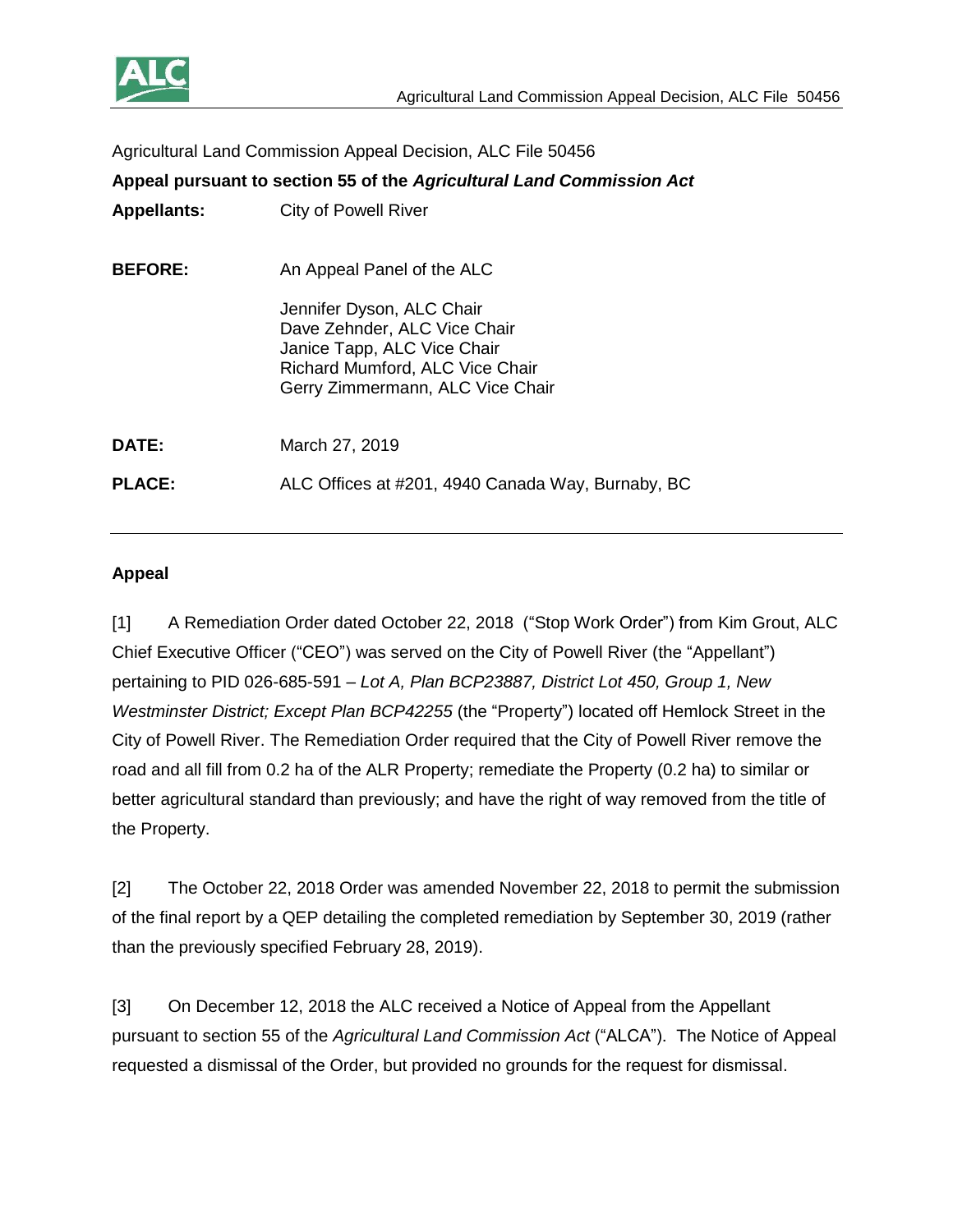Agricultural Land Commission Appeal Decision, ALC File 50456

**Appeal pursuant to section 55 of the *Agricultural Land Commission Act***

**Appellants:** City of Powell River

**BEFORE:** An Appeal Panel of the ALC

Jennifer Dyson, ALC Chair
Dave Zehnder, ALC Vice Chair
Janice Tapp, ALC Vice Chair
Richard Mumford, ALC Vice Chair
Gerry Zimmermann, ALC Vice Chair

**DATE:** March 27, 2019

**PLACE:** ALC Offices at #201, 4940 Canada Way, Burnaby, BC

---

## Appeal

[1] A Remediation Order dated October 22, 2018 ("Stop Work Order") from Kim Grout, ALC Chief Executive Officer ("CEO") was served on the City of Powell River (the "Appellant") pertaining to PID 026-685-591 – *Lot A, Plan BCP23887, District Lot 450, Group 1, New Westminster District; Except Plan BCP42255* (the "Property") located off Hemlock Street in the City of Powell River. The Remediation Order required that the City of Powell River remove the road and all fill from 0.2 ha of the ALR Property; remediate the Property (0.2 ha) to similar or better agricultural standard than previously; and have the right of way removed from the title of the Property.

[2] The October 22, 2018 Order was amended November 22, 2018 to permit the submission of the final report by a QEP detailing the completed remediation by September 30, 2019 (rather than the previously specified February 28, 2019).

[3] On December 12, 2018 the ALC received a Notice of Appeal from the Appellant pursuant to section 55 of the *Agricultural Land Commission Act* ("ALCA"). The Notice of Appeal requested a dismissal of the Order, but provided no grounds for the request for dismissal.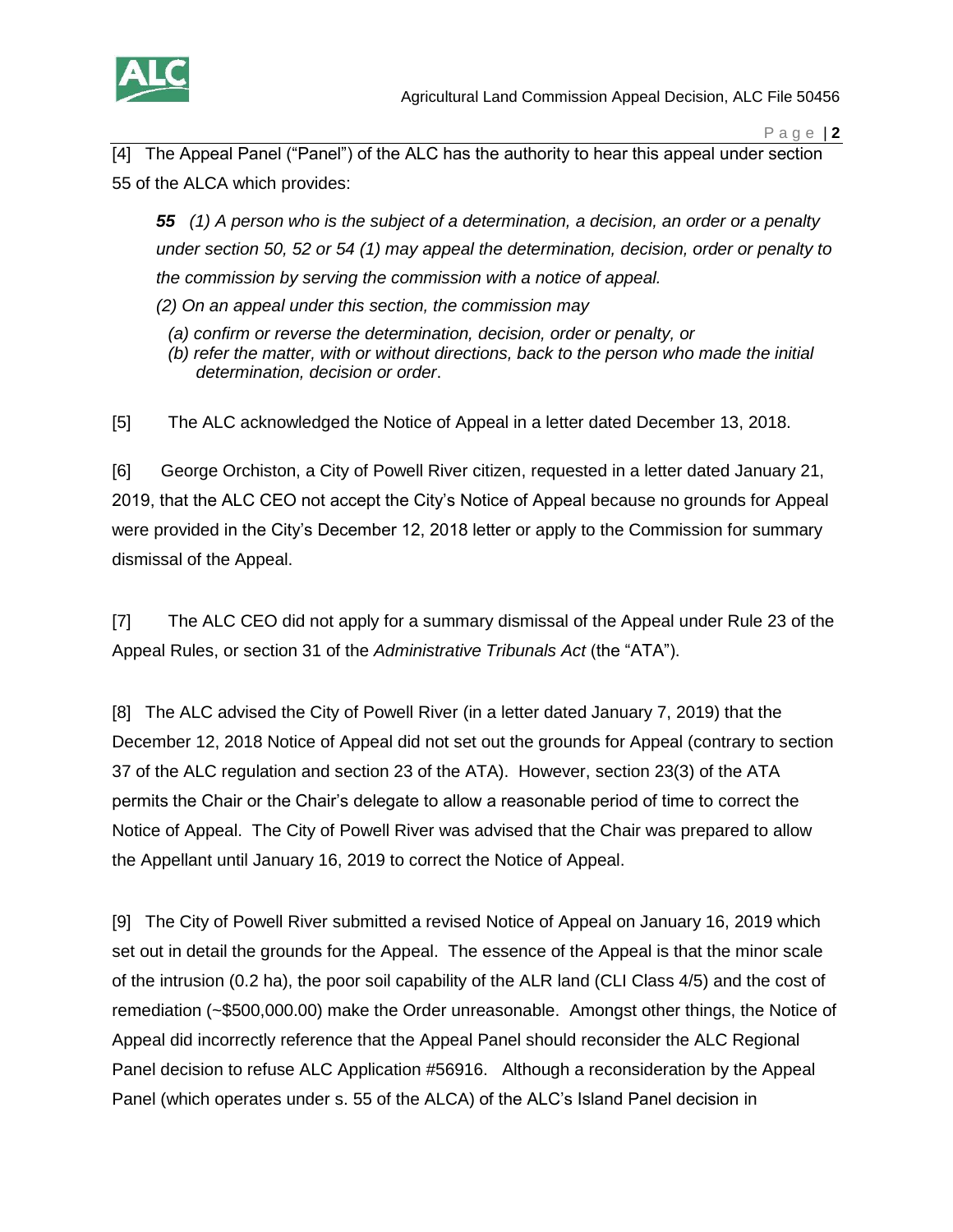[4] The Appeal Panel ("Panel") of the ALC has the authority to hear this appeal under section 55 of the ALCA which provides:

> ***55*** *(1) A person who is the subject of a determination, a decision, an order or a penalty under section 50, 52 or 54 (1) may appeal the determination, decision, order or penalty to the commission by serving the commission with a notice of appeal.*
>
> *(2) On an appeal under this section, the commission may*
>
> *(a) confirm or reverse the determination, decision, order or penalty, or*
> *(b) refer the matter, with or without directions, back to the person who made the initial determination, decision or order*.

[5] The ALC acknowledged the Notice of Appeal in a letter dated December 13, 2018.

[6] George Orchiston, a City of Powell River citizen, requested in a letter dated January 21, 2019, that the ALC CEO not accept the City's Notice of Appeal because no grounds for Appeal were provided in the City's December 12, 2018 letter or apply to the Commission for summary dismissal of the Appeal.

[7] The ALC CEO did not apply for a summary dismissal of the Appeal under Rule 23 of the Appeal Rules, or section 31 of the *Administrative Tribunals Act* (the "ATA").

[8] The ALC advised the City of Powell River (in a letter dated January 7, 2019) that the December 12, 2018 Notice of Appeal did not set out the grounds for Appeal (contrary to section 37 of the ALC regulation and section 23 of the ATA). However, section 23(3) of the ATA permits the Chair or the Chair's delegate to allow a reasonable period of time to correct the Notice of Appeal. The City of Powell River was advised that the Chair was prepared to allow the Appellant until January 16, 2019 to correct the Notice of Appeal.

[9] The City of Powell River submitted a revised Notice of Appeal on January 16, 2019 which set out in detail the grounds for the Appeal. The essence of the Appeal is that the minor scale of the intrusion (0.2 ha), the poor soil capability of the ALR land (CLI Class 4/5) and the cost of remediation (~$500,000.00) make the Order unreasonable. Amongst other things, the Notice of Appeal did incorrectly reference that the Appeal Panel should reconsider the ALC Regional Panel decision to refuse ALC Application #56916. Although a reconsideration by the Appeal Panel (which operates under s. 55 of the ALCA) of the ALC's Island Panel decision in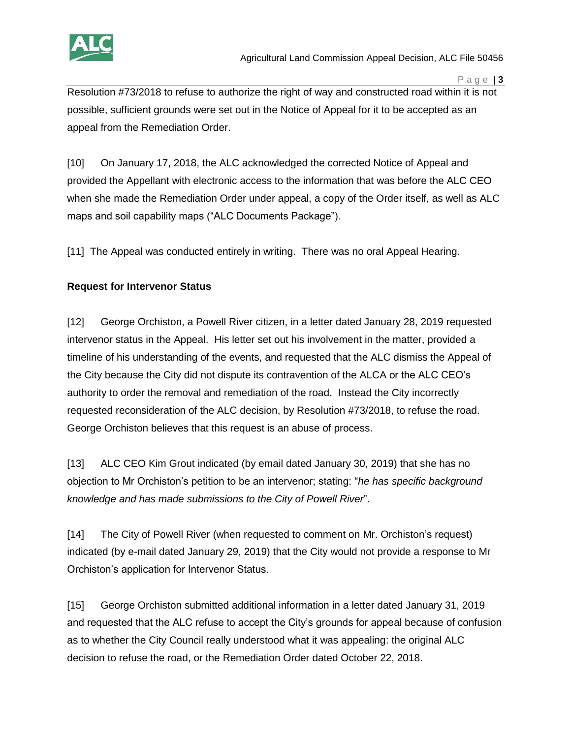Resolution #73/2018 to refuse to authorize the right of way and constructed road within it is not possible, sufficient grounds were set out in the Notice of Appeal for it to be accepted as an appeal from the Remediation Order.

[10] On January 17, 2018, the ALC acknowledged the corrected Notice of Appeal and provided the Appellant with electronic access to the information that was before the ALC CEO when she made the Remediation Order under appeal, a copy of the Order itself, as well as ALC maps and soil capability maps ("ALC Documents Package").

[11] The Appeal was conducted entirely in writing. There was no oral Appeal Hearing.

**Request for Intervenor Status**

[12] George Orchiston, a Powell River citizen, in a letter dated January 28, 2019 requested intervenor status in the Appeal. His letter set out his involvement in the matter, provided a timeline of his understanding of the events, and requested that the ALC dismiss the Appeal of the City because the City did not dispute its contravention of the ALCA or the ALC CEO's authority to order the removal and remediation of the road. Instead the City incorrectly requested reconsideration of the ALC decision, by Resolution #73/2018, to refuse the road. George Orchiston believes that this request is an abuse of process.

[13] ALC CEO Kim Grout indicated (by email dated January 30, 2019) that she has no objection to Mr Orchiston's petition to be an intervenor; stating: "*he has specific background knowledge and has made submissions to the City of Powell River*".

[14] The City of Powell River (when requested to comment on Mr. Orchiston's request) indicated (by e-mail dated January 29, 2019) that the City would not provide a response to Mr Orchiston's application for Intervenor Status.

[15] George Orchiston submitted additional information in a letter dated January 31, 2019 and requested that the ALC refuse to accept the City's grounds for appeal because of confusion as to whether the City Council really understood what it was appealing: the original ALC decision to refuse the road, or the Remediation Order dated October 22, 2018.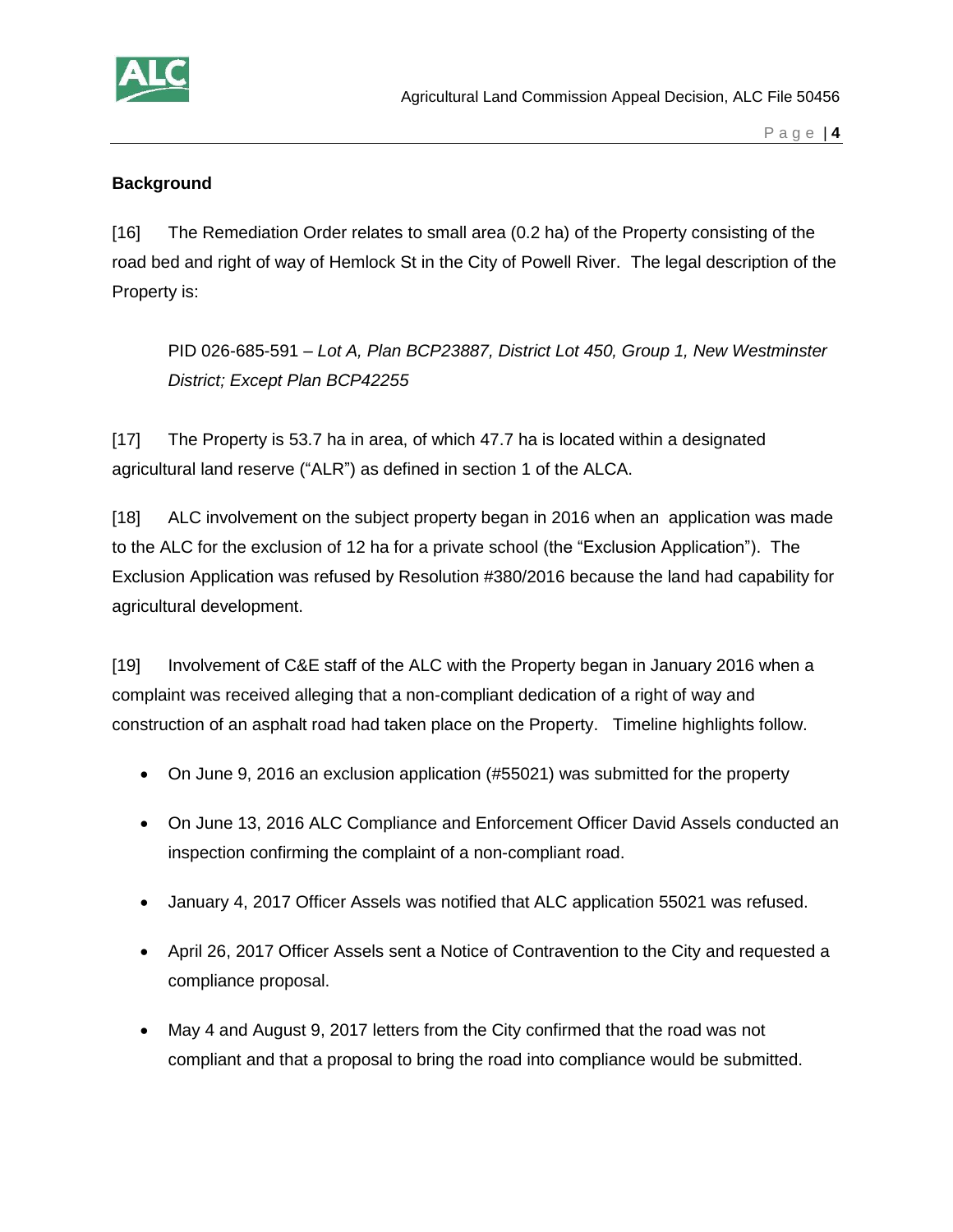## Background

[16] The Remediation Order relates to small area (0.2 ha) of the Property consisting of the road bed and right of way of Hemlock St in the City of Powell River. The legal description of the Property is:

> PID 026-685-591 – *Lot A, Plan BCP23887, District Lot 450, Group 1, New Westminster District; Except Plan BCP42255*

[17] The Property is 53.7 ha in area, of which 47.7 ha is located within a designated agricultural land reserve ("ALR") as defined in section 1 of the ALCA.

[18] ALC involvement on the subject property began in 2016 when an application was made to the ALC for the exclusion of 12 ha for a private school (the "Exclusion Application"). The Exclusion Application was refused by Resolution #380/2016 because the land had capability for agricultural development.

[19] Involvement of C&E staff of the ALC with the Property began in January 2016 when a complaint was received alleging that a non-compliant dedication of a right of way and construction of an asphalt road had taken place on the Property. Timeline highlights follow.

- On June 9, 2016 an exclusion application (#55021) was submitted for the property
- On June 13, 2016 ALC Compliance and Enforcement Officer David Assels conducted an inspection confirming the complaint of a non-compliant road.
- January 4, 2017 Officer Assels was notified that ALC application 55021 was refused.
- April 26, 2017 Officer Assels sent a Notice of Contravention to the City and requested a compliance proposal.
- May 4 and August 9, 2017 letters from the City confirmed that the road was not compliant and that a proposal to bring the road into compliance would be submitted.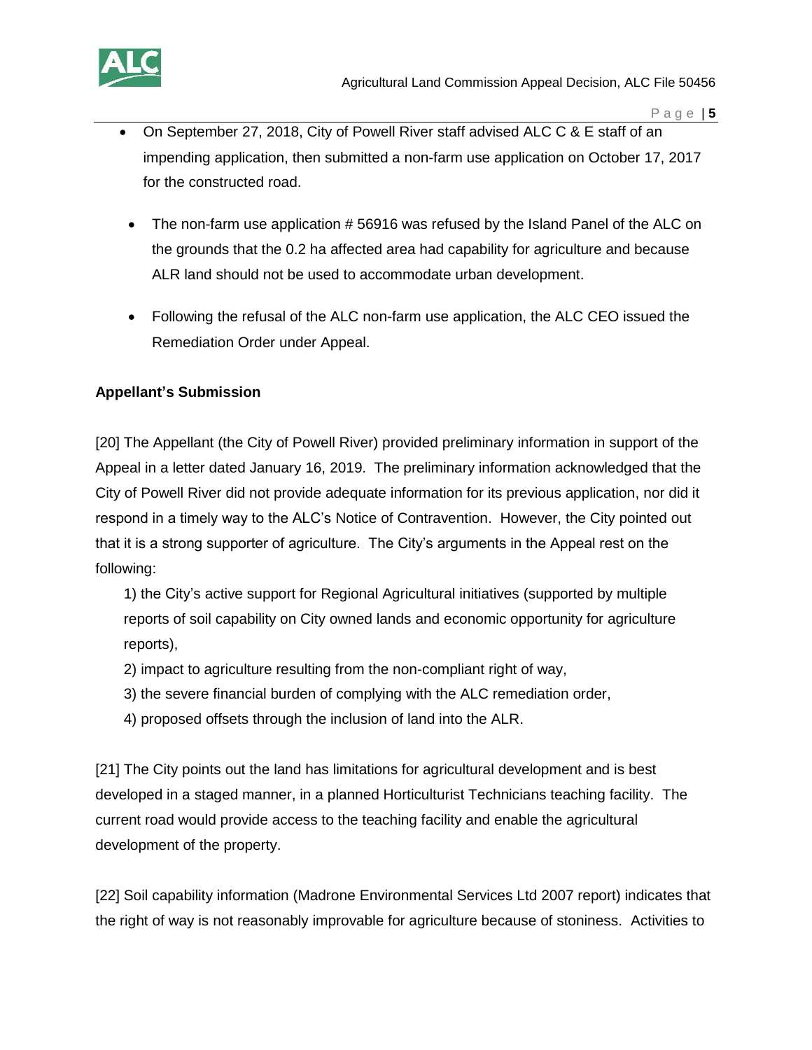- On September 27, 2018, City of Powell River staff advised ALC C & E staff of an impending application, then submitted a non-farm use application on October 17, 2017 for the constructed road.
- The non-farm use application # 56916 was refused by the Island Panel of the ALC on the grounds that the 0.2 ha affected area had capability for agriculture and because ALR land should not be used to accommodate urban development.
- Following the refusal of the ALC non-farm use application, the ALC CEO issued the Remediation Order under Appeal.

**Appellant's Submission**

[20] The Appellant (the City of Powell River) provided preliminary information in support of the Appeal in a letter dated January 16, 2019. The preliminary information acknowledged that the City of Powell River did not provide adequate information for its previous application, nor did it respond in a timely way to the ALC's Notice of Contravention. However, the City pointed out that it is a strong supporter of agriculture. The City's arguments in the Appeal rest on the following:

1) the City's active support for Regional Agricultural initiatives (supported by multiple reports of soil capability on City owned lands and economic opportunity for agriculture reports),
2) impact to agriculture resulting from the non-compliant right of way,
3) the severe financial burden of complying with the ALC remediation order,
4) proposed offsets through the inclusion of land into the ALR.

[21] The City points out the land has limitations for agricultural development and is best developed in a staged manner, in a planned Horticulturist Technicians teaching facility. The current road would provide access to the teaching facility and enable the agricultural development of the property.

[22] Soil capability information (Madrone Environmental Services Ltd 2007 report) indicates that the right of way is not reasonably improvable for agriculture because of stoniness. Activities to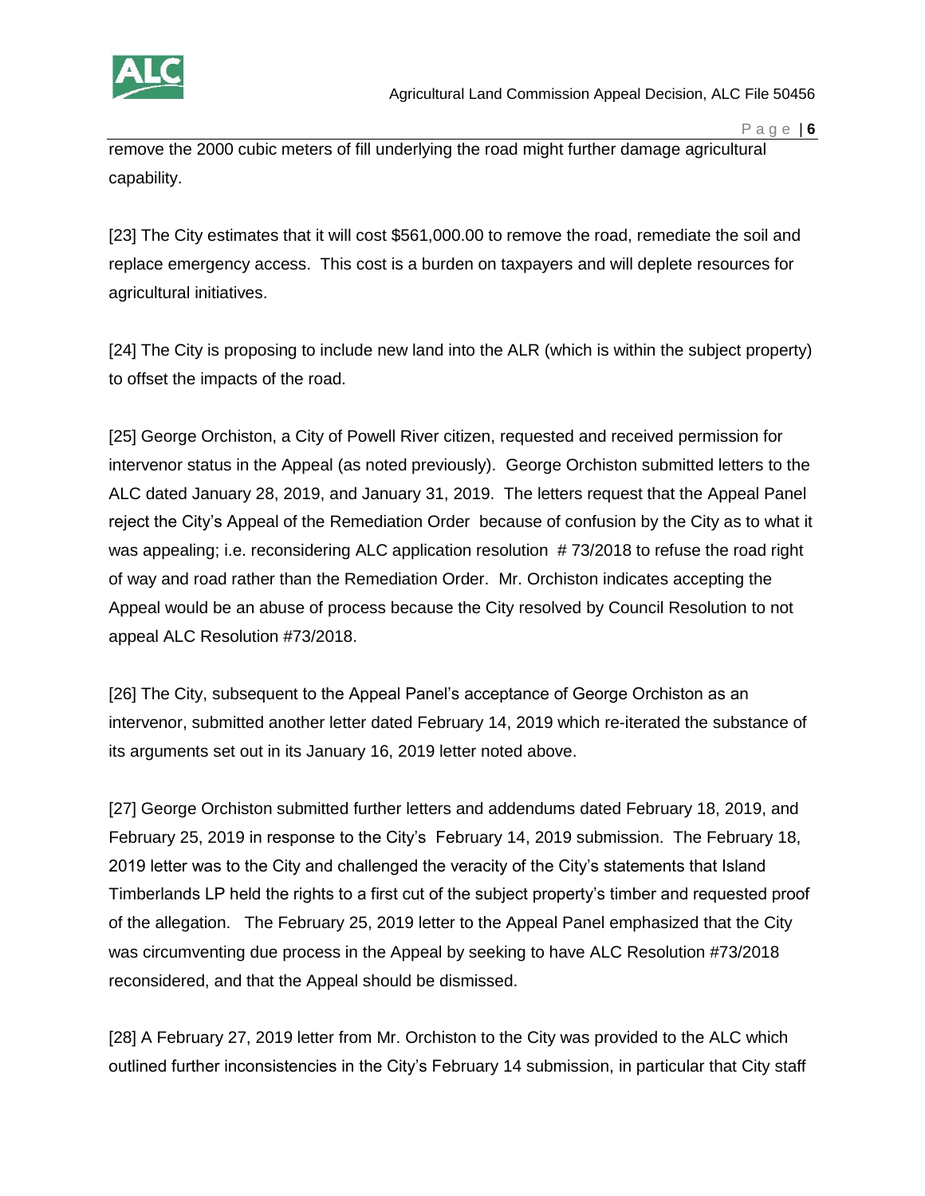remove the 2000 cubic meters of fill underlying the road might further damage agricultural capability.

[23] The City estimates that it will cost $561,000.00 to remove the road, remediate the soil and replace emergency access. This cost is a burden on taxpayers and will deplete resources for agricultural initiatives.

[24] The City is proposing to include new land into the ALR (which is within the subject property) to offset the impacts of the road.

[25] George Orchiston, a City of Powell River citizen, requested and received permission for intervenor status in the Appeal (as noted previously). George Orchiston submitted letters to the ALC dated January 28, 2019, and January 31, 2019. The letters request that the Appeal Panel reject the City's Appeal of the Remediation Order because of confusion by the City as to what it was appealing; i.e. reconsidering ALC application resolution # 73/2018 to refuse the road right of way and road rather than the Remediation Order. Mr. Orchiston indicates accepting the Appeal would be an abuse of process because the City resolved by Council Resolution to not appeal ALC Resolution #73/2018.

[26] The City, subsequent to the Appeal Panel's acceptance of George Orchiston as an intervenor, submitted another letter dated February 14, 2019 which re-iterated the substance of its arguments set out in its January 16, 2019 letter noted above.

[27] George Orchiston submitted further letters and addendums dated February 18, 2019, and February 25, 2019 in response to the City's February 14, 2019 submission. The February 18, 2019 letter was to the City and challenged the veracity of the City's statements that Island Timberlands LP held the rights to a first cut of the subject property's timber and requested proof of the allegation. The February 25, 2019 letter to the Appeal Panel emphasized that the City was circumventing due process in the Appeal by seeking to have ALC Resolution #73/2018 reconsidered, and that the Appeal should be dismissed.

[28] A February 27, 2019 letter from Mr. Orchiston to the City was provided to the ALC which outlined further inconsistencies in the City's February 14 submission, in particular that City staff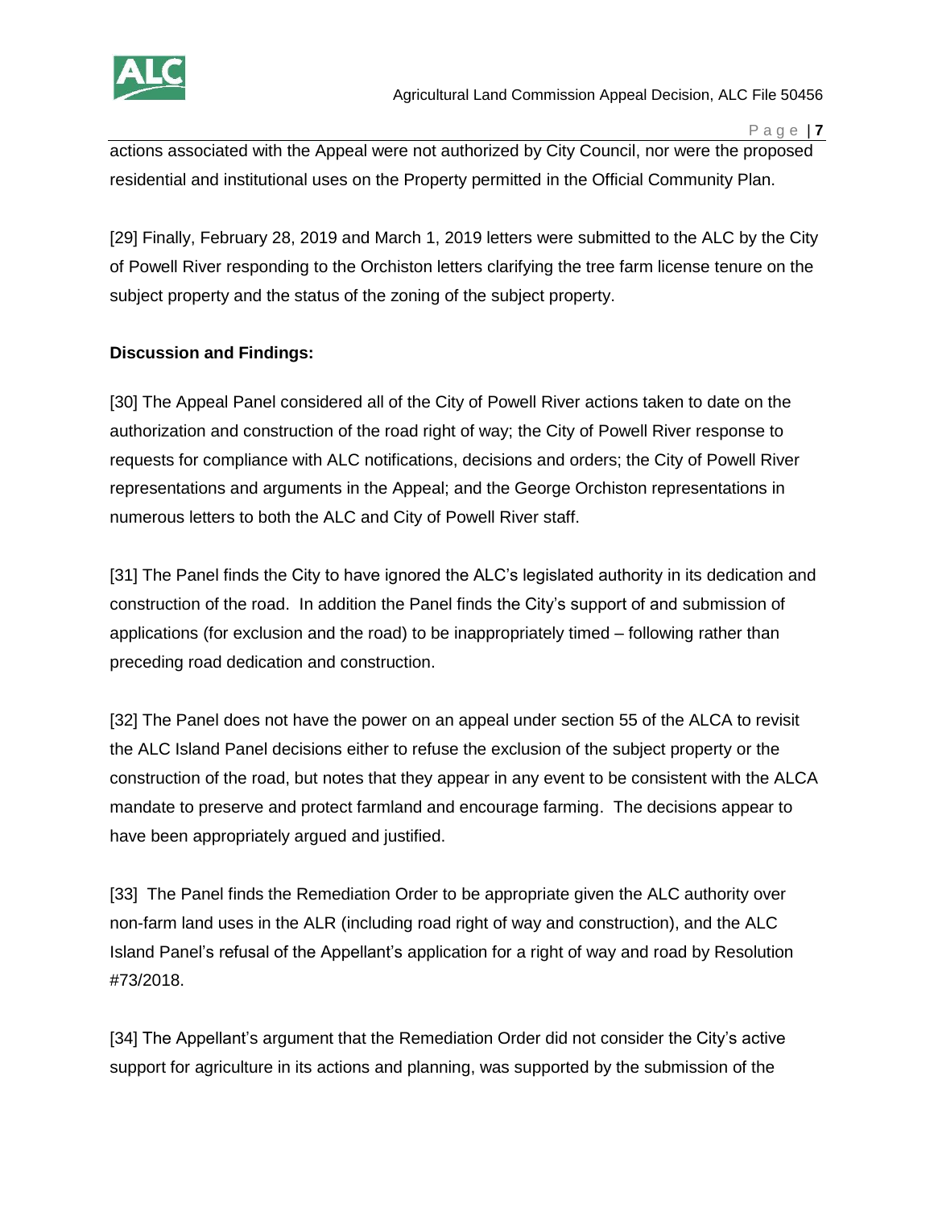actions associated with the Appeal were not authorized by City Council, nor were the proposed residential and institutional uses on the Property permitted in the Official Community Plan.

[29] Finally, February 28, 2019 and March 1, 2019 letters were submitted to the ALC by the City of Powell River responding to the Orchiston letters clarifying the tree farm license tenure on the subject property and the status of the zoning of the subject property.

**Discussion and Findings:**

[30] The Appeal Panel considered all of the City of Powell River actions taken to date on the authorization and construction of the road right of way; the City of Powell River response to requests for compliance with ALC notifications, decisions and orders; the City of Powell River representations and arguments in the Appeal; and the George Orchiston representations in numerous letters to both the ALC and City of Powell River staff.

[31] The Panel finds the City to have ignored the ALC's legislated authority in its dedication and construction of the road. In addition the Panel finds the City's support of and submission of applications (for exclusion and the road) to be inappropriately timed – following rather than preceding road dedication and construction.

[32] The Panel does not have the power on an appeal under section 55 of the ALCA to revisit the ALC Island Panel decisions either to refuse the exclusion of the subject property or the construction of the road, but notes that they appear in any event to be consistent with the ALCA mandate to preserve and protect farmland and encourage farming. The decisions appear to have been appropriately argued and justified.

[33] The Panel finds the Remediation Order to be appropriate given the ALC authority over non-farm land uses in the ALR (including road right of way and construction), and the ALC Island Panel's refusal of the Appellant's application for a right of way and road by Resolution #73/2018.

[34] The Appellant's argument that the Remediation Order did not consider the City's active support for agriculture in its actions and planning, was supported by the submission of the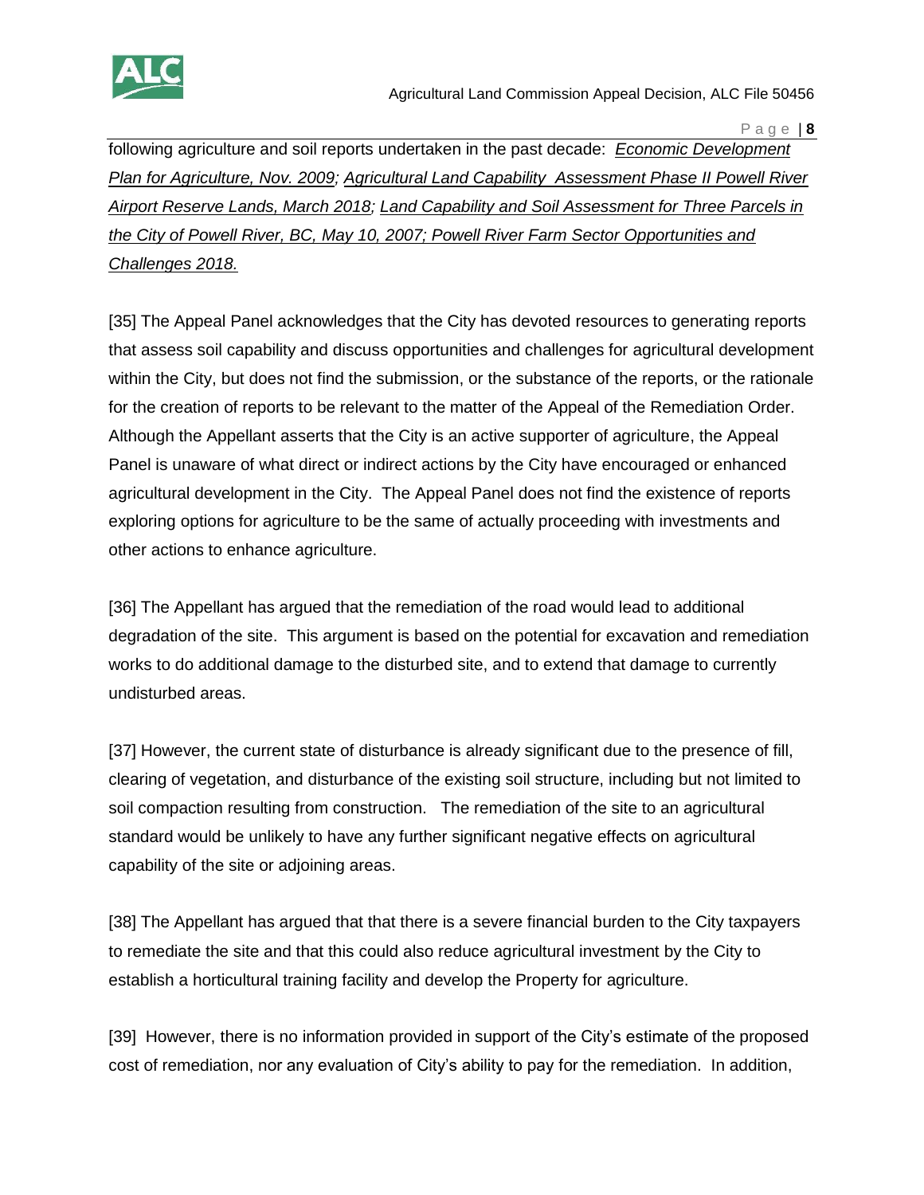following agriculture and soil reports undertaken in the past decade: *Economic Development Plan for Agriculture, Nov. 2009; Agricultural Land Capability Assessment Phase II Powell River Airport Reserve Lands, March 2018; Land Capability and Soil Assessment for Three Parcels in the City of Powell River, BC, May 10, 2007; Powell River Farm Sector Opportunities and Challenges 2018.*

[35] The Appeal Panel acknowledges that the City has devoted resources to generating reports that assess soil capability and discuss opportunities and challenges for agricultural development within the City, but does not find the submission, or the substance of the reports, or the rationale for the creation of reports to be relevant to the matter of the Appeal of the Remediation Order. Although the Appellant asserts that the City is an active supporter of agriculture, the Appeal Panel is unaware of what direct or indirect actions by the City have encouraged or enhanced agricultural development in the City. The Appeal Panel does not find the existence of reports exploring options for agriculture to be the same of actually proceeding with investments and other actions to enhance agriculture.

[36] The Appellant has argued that the remediation of the road would lead to additional degradation of the site. This argument is based on the potential for excavation and remediation works to do additional damage to the disturbed site, and to extend that damage to currently undisturbed areas.

[37] However, the current state of disturbance is already significant due to the presence of fill, clearing of vegetation, and disturbance of the existing soil structure, including but not limited to soil compaction resulting from construction. The remediation of the site to an agricultural standard would be unlikely to have any further significant negative effects on agricultural capability of the site or adjoining areas.

[38] The Appellant has argued that that there is a severe financial burden to the City taxpayers to remediate the site and that this could also reduce agricultural investment by the City to establish a horticultural training facility and develop the Property for agriculture.

[39] However, there is no information provided in support of the City's estimate of the proposed cost of remediation, nor any evaluation of City's ability to pay for the remediation. In addition,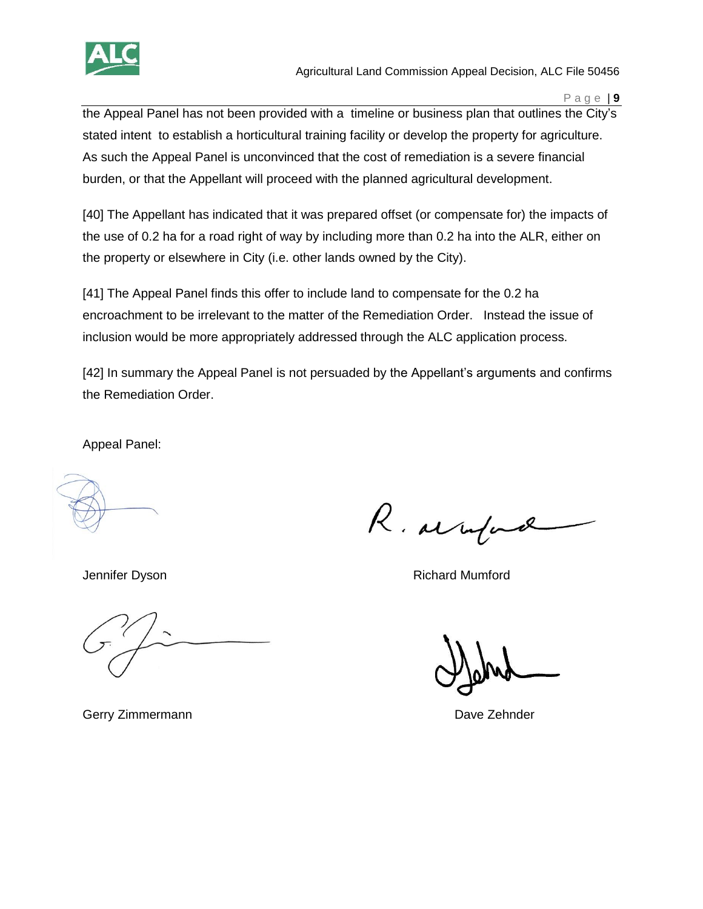the Appeal Panel has not been provided with a timeline or business plan that outlines the City's stated intent to establish a horticultural training facility or develop the property for agriculture. As such the Appeal Panel is unconvinced that the cost of remediation is a severe financial burden, or that the Appellant will proceed with the planned agricultural development.

[40] The Appellant has indicated that it was prepared offset (or compensate for) the impacts of the use of 0.2 ha for a road right of way by including more than 0.2 ha into the ALR, either on the property or elsewhere in City (i.e. other lands owned by the City).

[41] The Appeal Panel finds this offer to include land to compensate for the 0.2 ha encroachment to be irrelevant to the matter of the Remediation Order. Instead the issue of inclusion would be more appropriately addressed through the ALC application process.

[42] In summary the Appeal Panel is not persuaded by the Appellant's arguments and confirms the Remediation Order.

Appeal Panel:

Jennifer Dyson

Richard Mumford

Gerry Zimmermann

Dave Zehnder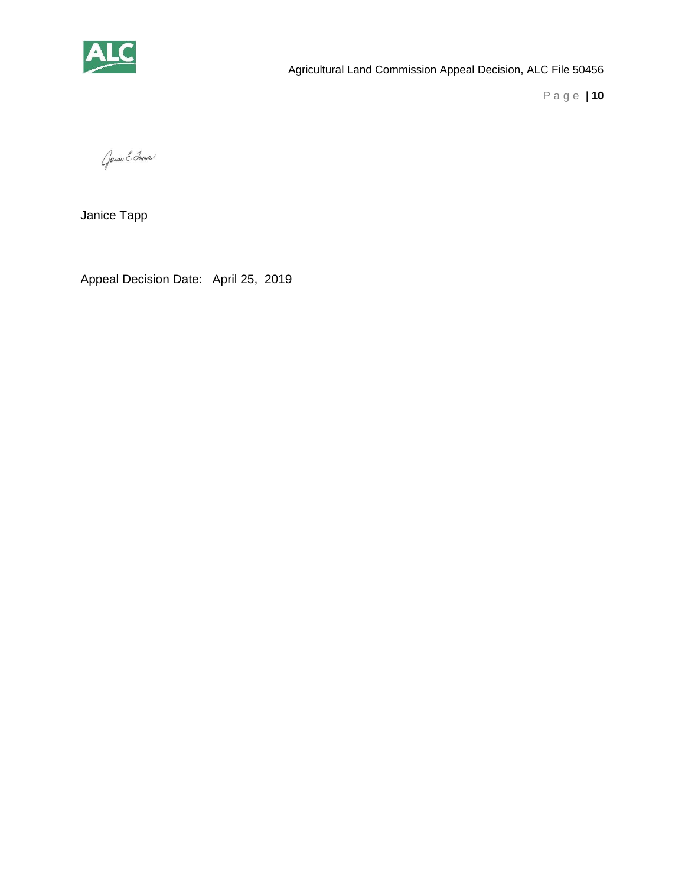Janice Tapp

Appeal Decision Date: April 25, 2019